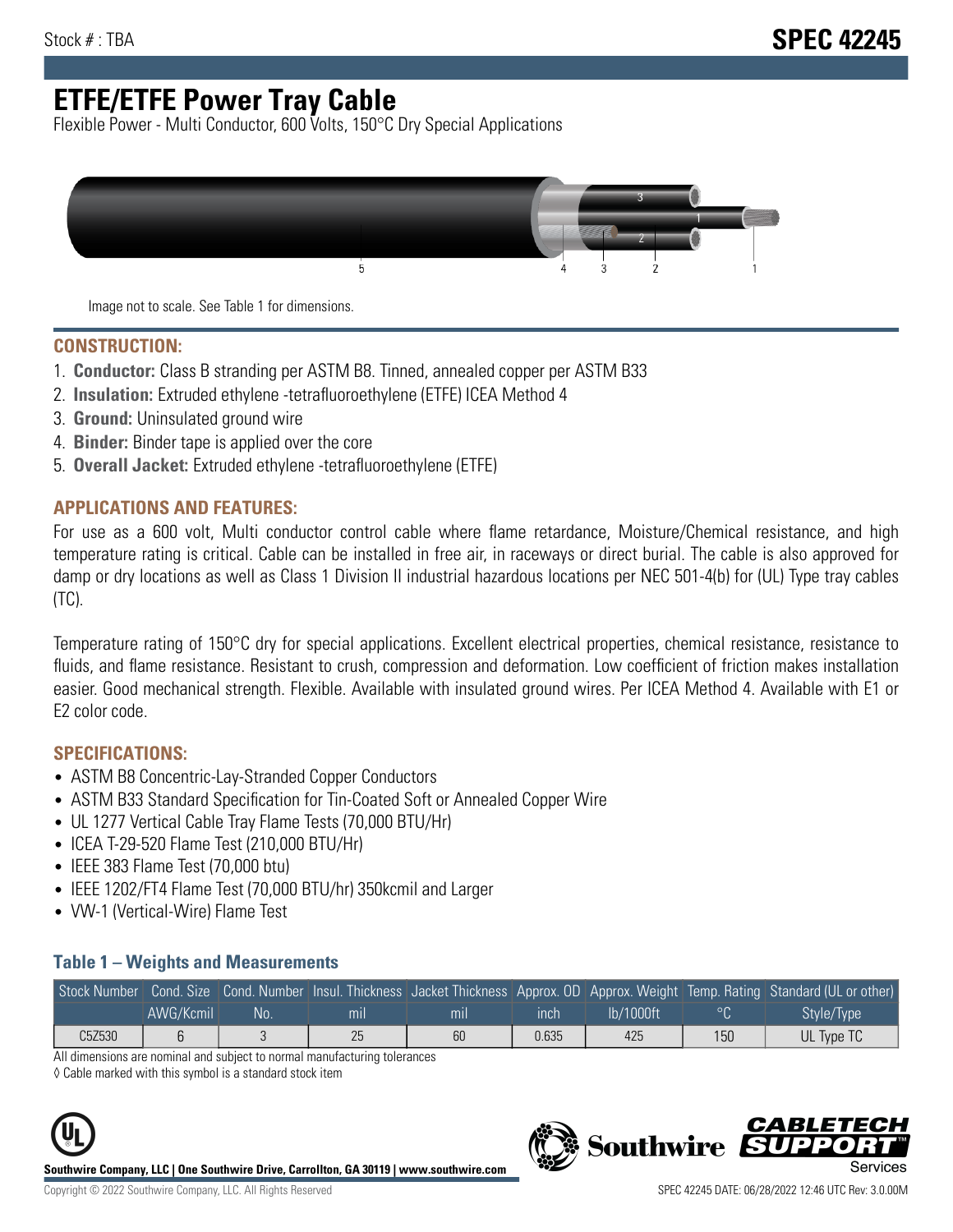Stock # : TBA **SPEC 42245**

# ETFE/ETFE Power Tray Cable

Flexible Power - Multi Conductor, 600 Volts, 150°C Dry Special Applications

Image not to scale. See Table 1 for dimensions.

## CONSTRUCTION:

1. **Conductor:** Class B stranding per ASTM B8. Tinned, annealed copper per ASTM B33
2. **Insulation:** Extruded ethylene -tetrafluoroethylene (ETFE) ICEA Method 4
3. **Ground:** Uninsulated ground wire
4. **Binder:** Binder tape is applied over the core
5. **Overall Jacket:** Extruded ethylene -tetrafluoroethylene (ETFE)

## APPLICATIONS AND FEATURES:

For use as a 600 volt, Multi conductor control cable where flame retardance, Moisture/Chemical resistance, and high temperature rating is critical. Cable can be installed in free air, in raceways or direct burial. The cable is also approved for damp or dry locations as well as Class 1 Division II industrial hazardous locations per NEC 501-4(b) for (UL) Type tray cables (TC).

Temperature rating of 150°C dry for special applications. Excellent electrical properties, chemical resistance, resistance to fluids, and flame resistance. Resistant to crush, compression and deformation. Low coefficient of friction makes installation easier. Good mechanical strength. Flexible. Available with insulated ground wires. Per ICEA Method 4. Available with E1 or E2 color code.

## SPECIFICATIONS:

- ASTM B8 Concentric-Lay-Stranded Copper Conductors
- ASTM B33 Standard Specification for Tin-Coated Soft or Annealed Copper Wire
- UL 1277 Vertical Cable Tray Flame Tests (70,000 BTU/Hr)
- ICEA T-29-520 Flame Test (210,000 BTU/Hr)
- IEEE 383 Flame Test (70,000 btu)
- IEEE 1202/FT4 Flame Test (70,000 BTU/hr) 350kcmil and Larger
- VW-1 (Vertical-Wire) Flame Test

### Table 1 – Weights and Measurements

| Stock Number | Cond. Size | Cond. Number | Insul. Thickness | Jacket Thickness | Approx. OD | Approx. Weight | Temp. Rating | Standard (UL or other) |
|---|---|---|---|---|---|---|---|---|
| | AWG/Kcmil | No. | mil | mil | inch | lb/1000ft | °C | Style/Type |
| C5Z530 | 6 | 3 | 25 | 60 | 0.635 | 425 | 150 | UL Type TC |

All dimensions are nominal and subject to normal manufacturing tolerances

◊ Cable marked with this symbol is a standard stock item

**Southwire Company, LLC | One Southwire Drive, Carrollton, GA 30119 | www.southwire.com**

Copyright © 2022 Southwire Company, LLC. All Rights Reserved

SPEC 42245 DATE: 06/28/2022 12:46 UTC Rev: 3.0.00M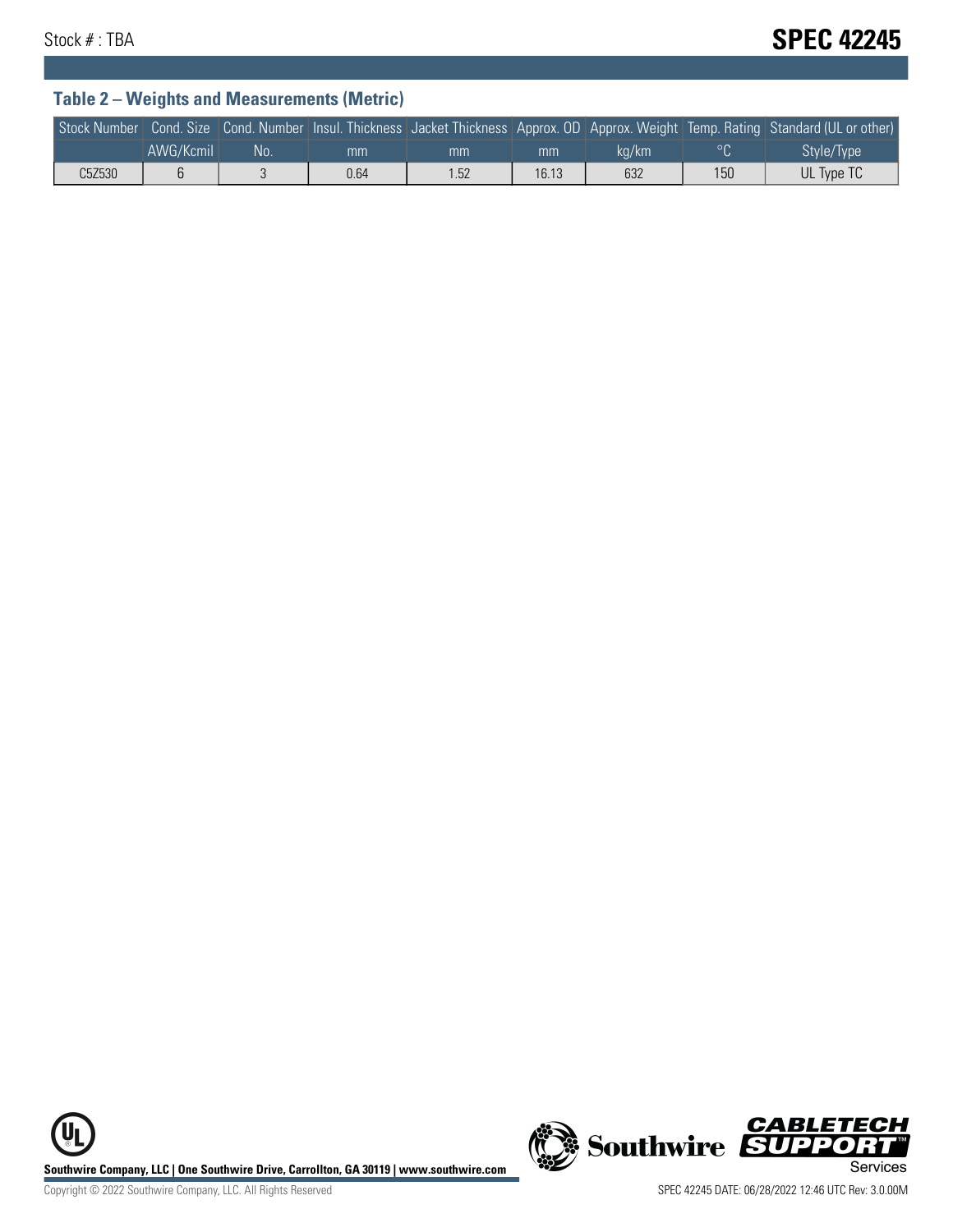### Table 2 – Weights and Measurements (Metric)

| Stock Number | Cond. Size | Cond. Number | Insul. Thickness | Jacket Thickness | Approx. OD | Approx. Weight | Temp. Rating | Standard (UL or other) |
|---|---|---|---|---|---|---|---|---|
| | AWG/Kcmil | No. | mm | mm | mm | kg/km | °C | Style/Type |
| C5Z530 | 6 | 3 | 0.64 | 1.52 | 16.13 | 632 | 150 | UL Type TC |